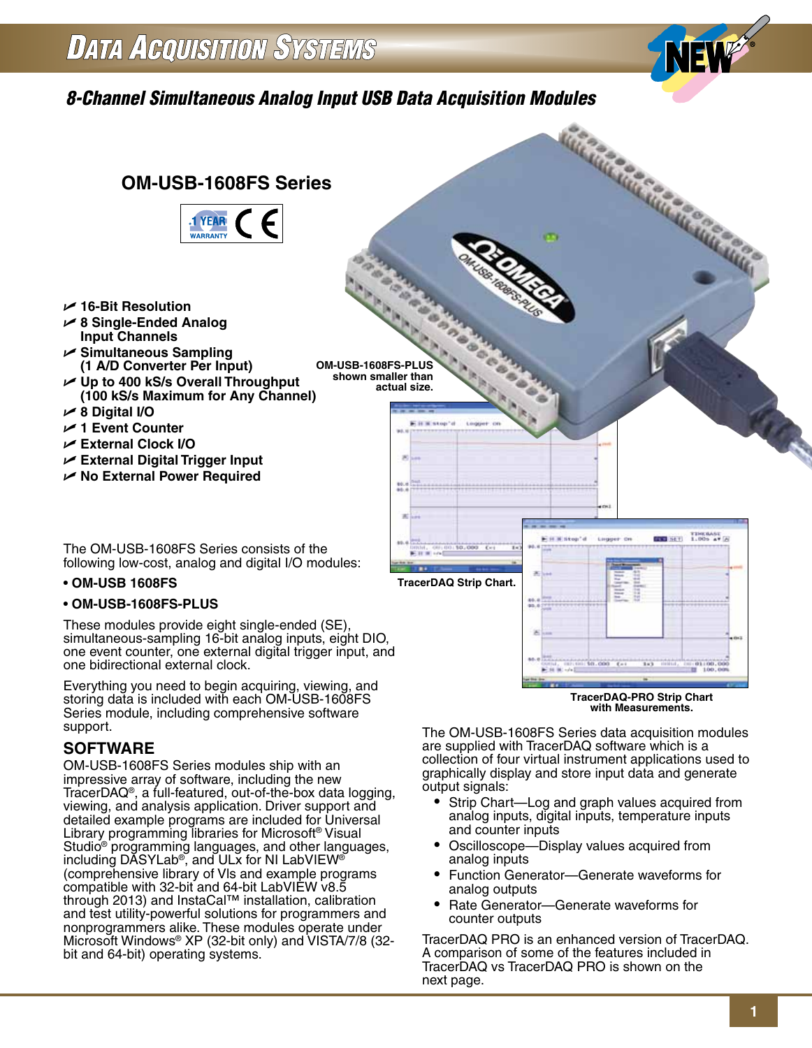# Data Acquisition Systems

## 8-Channel Simultaneous Analog Input USB Data Acquisition Modules

### OM-USB-1608FS Series

- **16-Bit Resolution**
- **8 Single-Ended Analog Input Channels**
- **Simultaneous Sampling (1 A/D Converter Per Input)**
- **Up to 400 kS/s Overall Throughput (100 kS/s Maximum for Any Channel)**
- **8 Digital I/O**
- **1 Event Counter**
- **External Clock I/O**
- **External Digital Trigger Input**
- **No External Power Required**

**OM-USB-1608FS-PLUS shown smaller than actual size.**

**TracerDAQ Strip Chart.**

**TracerDAQ-PRO Strip Chart with Measurements.**

The OM-USB-1608FS Series consists of the following low-cost, analog and digital I/O modules:

- **OM-USB 1608FS**
- **OM-USB-1608FS-PLUS**

These modules provide eight single-ended (SE), simultaneous-sampling 16-bit analog inputs, eight DIO, one event counter, one external digital trigger input, and one bidirectional external clock.

Everything you need to begin acquiring, viewing, and storing data is included with each OM-USB-1608FS Series module, including comprehensive software support.

## SOFTWARE

OM-USB-1608FS Series modules ship with an impressive array of software, including the new TracerDAQ®, a full-featured, out-of-the-box data logging, viewing, and analysis application. Driver support and detailed example programs are included for Universal Library programming libraries for Microsoft® Visual Studio® programming languages, and other languages, including DASYLab®, and ULx for NI LabVIEW® (comprehensive library of VIs and example programs compatible with 32-bit and 64-bit LabVIEW v8.5 through 2013) and InstaCal™ installation, calibration and test utility-powerful solutions for programmers and nonprogrammers alike. These modules operate under Microsoft Windows® XP (32-bit only) and VISTA/7/8 (32-bit and 64-bit) operating systems.

The OM-USB-1608FS Series data acquisition modules are supplied with TracerDAQ software which is a collection of four virtual instrument applications used to graphically display and store input data and generate output signals:

- Strip Chart—Log and graph values acquired from analog inputs, digital inputs, temperature inputs and counter inputs
- Oscilloscope—Display values acquired from analog inputs
- Function Generator—Generate waveforms for analog outputs
- Rate Generator—Generate waveforms for counter outputs

TracerDAQ PRO is an enhanced version of TracerDAQ. A comparison of some of the features included in TracerDAQ vs TracerDAQ PRO is shown on the next page.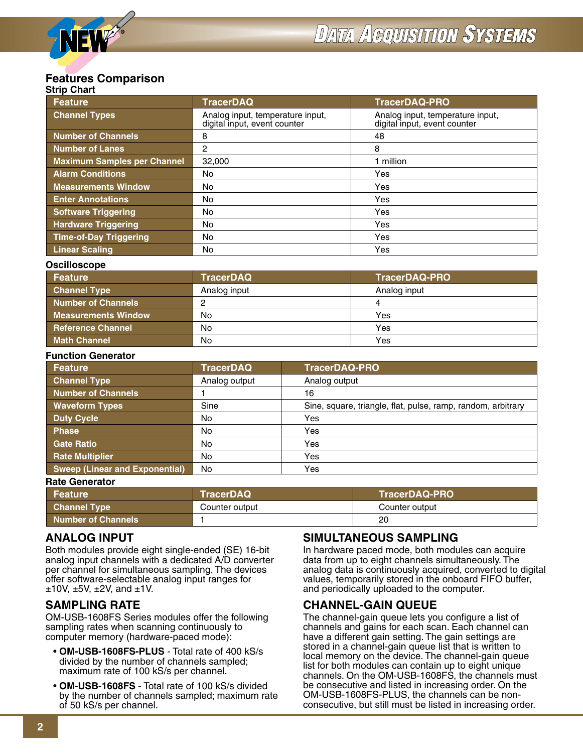## Features Comparison

### Strip Chart

| Feature | TracerDAQ | TracerDAQ-PRO |
|---|---|---|
| Channel Types | Analog input, temperature input, digital input, event counter | Analog input, temperature input, digital input, event counter |
| Number of Channels | 8 | 48 |
| Number of Lanes | 2 | 8 |
| Maximum Samples per Channel | 32,000 | 1 million |
| Alarm Conditions | No | Yes |
| Measurements Window | No | Yes |
| Enter Annotations | No | Yes |
| Software Triggering | No | Yes |
| Hardware Triggering | No | Yes |
| Time-of-Day Triggering | No | Yes |
| Linear Scaling | No | Yes |

### Oscilloscope

| Feature | TracerDAQ | TracerDAQ-PRO |
|---|---|---|
| Channel Type | Analog input | Analog input |
| Number of Channels | 2 | 4 |
| Measurements Window | No | Yes |
| Reference Channel | No | Yes |
| Math Channel | No | Yes |

### Function Generator

| Feature | TracerDAQ | TracerDAQ-PRO |
|---|---|---|
| Channel Type | Analog output | Analog output |
| Number of Channels | 1 | 16 |
| Waveform Types | Sine | Sine, square, triangle, flat, pulse, ramp, random, arbitrary |
| Duty Cycle | No | Yes |
| Phase | No | Yes |
| Gate Ratio | No | Yes |
| Rate Multiplier | No | Yes |
| Sweep (Linear and Exponential) | No | Yes |

### Rate Generator

| Feature | TracerDAQ | TracerDAQ-PRO |
|---|---|---|
| Channel Type | Counter output | Counter output |
| Number of Channels | 1 | 20 |

## ANALOG INPUT

Both modules provide eight single-ended (SE) 16-bit analog input channels with a dedicated A/D converter per channel for simultaneous sampling. The devices offer software-selectable analog input ranges for ±10V, ±5V, ±2V, and ±1V.

## SAMPLING RATE

OM-USB-1608FS Series modules offer the following sampling rates when scanning continuously to computer memory (hardware-paced mode):

- **OM-USB-1608FS-PLUS** - Total rate of 400 kS/s divided by the number of channels sampled; maximum rate of 100 kS/s per channel.
- **OM-USB-1608FS** - Total rate of 100 kS/s divided by the number of channels sampled; maximum rate of 50 kS/s per channel.

## SIMULTANEOUS SAMPLING

In hardware paced mode, both modules can acquire data from up to eight channels simultaneously. The analog data is continuously acquired, converted to digital values, temporarily stored in the onboard FIFO buffer, and periodically uploaded to the computer.

## CHANNEL-GAIN QUEUE

The channel-gain queue lets you configure a list of channels and gains for each scan. Each channel can have a different gain setting. The gain settings are stored in a channel-gain queue list that is written to local memory on the device. The channel-gain queue list for both modules can contain up to eight unique channels. On the OM-USB-1608FS, the channels must be consecutive and listed in increasing order. On the OM-USB-1608FS-PLUS, the channels can be non-consecutive, but still must be listed in increasing order.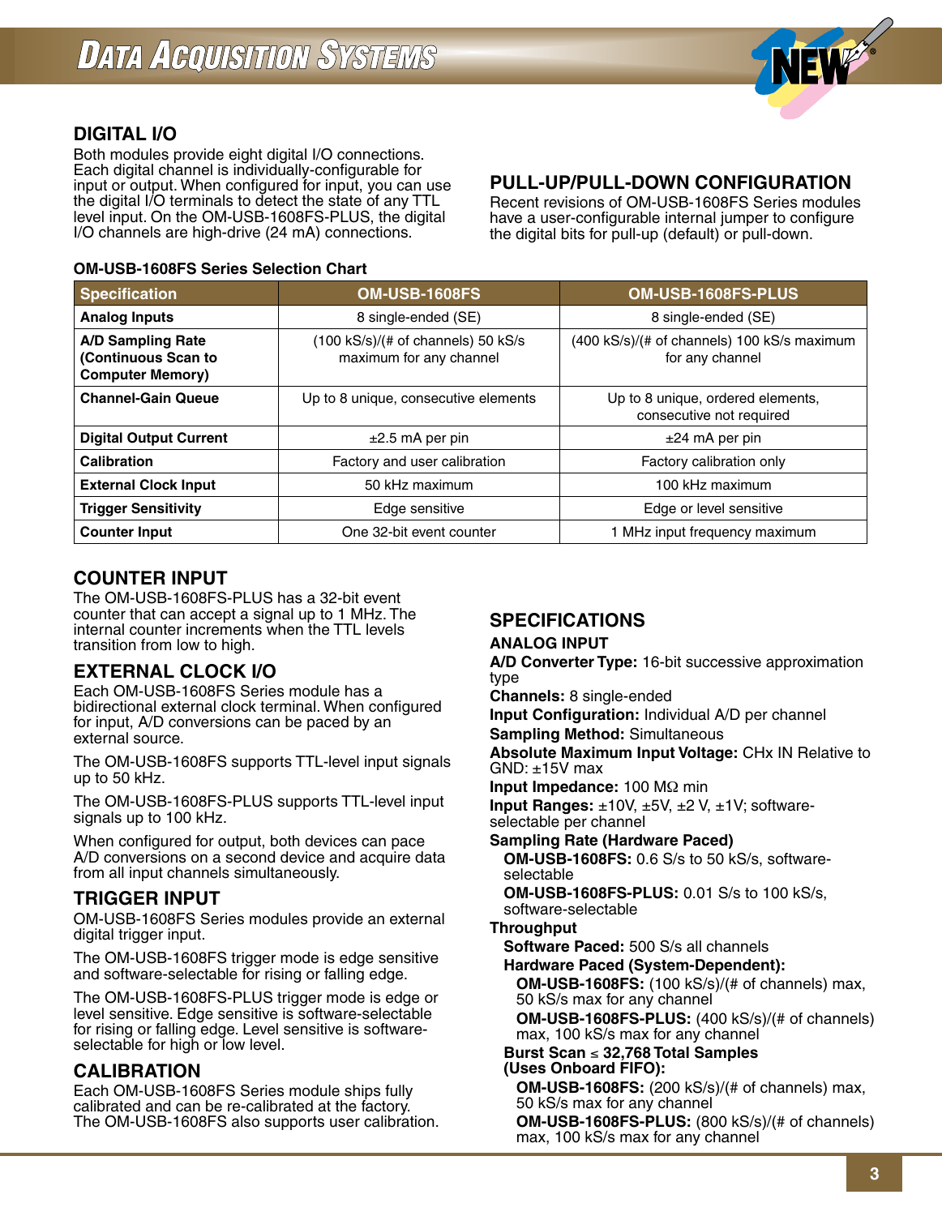## DIGITAL I/O

Both modules provide eight digital I/O connections. Each digital channel is individually-configurable for input or output. When configured for input, you can use the digital I/O terminals to detect the state of any TTL level input. On the OM-USB-1608FS-PLUS, the digital I/O channels are high-drive (24 mA) connections.

## PULL-UP/PULL-DOWN CONFIGURATION

Recent revisions of OM-USB-1608FS Series modules have a user-configurable internal jumper to configure the digital bits for pull-up (default) or pull-down.

**OM-USB-1608FS Series Selection Chart**

| Specification | OM-USB-1608FS | OM-USB-1608FS-PLUS |
|---|---|---|
| **Analog Inputs** | 8 single-ended (SE) | 8 single-ended (SE) |
| **A/D Sampling Rate (Continuous Scan to Computer Memory)** | (100 kS/s)/(# of channels) 50 kS/s maximum for any channel | (400 kS/s)/(# of channels) 100 kS/s maximum for any channel |
| **Channel-Gain Queue** | Up to 8 unique, consecutive elements | Up to 8 unique, ordered elements, consecutive not required |
| **Digital Output Current** | ±2.5 mA per pin | ±24 mA per pin |
| **Calibration** | Factory and user calibration | Factory calibration only |
| **External Clock Input** | 50 kHz maximum | 100 kHz maximum |
| **Trigger Sensitivity** | Edge sensitive | Edge or level sensitive |
| **Counter Input** | One 32-bit event counter | 1 MHz input frequency maximum |

## COUNTER INPUT

The OM-USB-1608FS-PLUS has a 32-bit event counter that can accept a signal up to 1 MHz. The internal counter increments when the TTL levels transition from low to high.

## EXTERNAL CLOCK I/O

Each OM-USB-1608FS Series module has a bidirectional external clock terminal. When configured for input, A/D conversions can be paced by an external source.

The OM-USB-1608FS supports TTL-level input signals up to 50 kHz.

The OM-USB-1608FS-PLUS supports TTL-level input signals up to 100 kHz.

When configured for output, both devices can pace A/D conversions on a second device and acquire data from all input channels simultaneously.

## TRIGGER INPUT

OM-USB-1608FS Series modules provide an external digital trigger input.

The OM-USB-1608FS trigger mode is edge sensitive and software-selectable for rising or falling edge.

The OM-USB-1608FS-PLUS trigger mode is edge or level sensitive. Edge sensitive is software-selectable for rising or falling edge. Level sensitive is software-selectable for high or low level.

## CALIBRATION

Each OM-USB-1608FS Series module ships fully calibrated and can be re-calibrated at the factory. The OM-USB-1608FS also supports user calibration.

## SPECIFICATIONS

### ANALOG INPUT

**A/D Converter Type:** 16-bit successive approximation type

**Channels:** 8 single-ended

**Input Configuration:** Individual A/D per channel

**Sampling Method:** Simultaneous

**Absolute Maximum Input Voltage:** CHx IN Relative to GND: ±15V max

**Input Impedance:** 100 MΩ min

**Input Ranges:** ±10V, ±5V, ±2 V, ±1V; software-selectable per channel

**Sampling Rate (Hardware Paced)**

- **OM-USB-1608FS:** 0.6 S/s to 50 kS/s, software-selectable
- **OM-USB-1608FS-PLUS:** 0.01 S/s to 100 kS/s, software-selectable

**Throughput**

- **Software Paced:** 500 S/s all channels
- **Hardware Paced (System-Dependent):**
  - **OM-USB-1608FS:** (100 kS/s)/(# of channels) max, 50 kS/s max for any channel
  - **OM-USB-1608FS-PLUS:** (400 kS/s)/(# of channels) max, 100 kS/s max for any channel
- **Burst Scan ≤ 32,768 Total Samples (Uses Onboard FIFO):**
  - **OM-USB-1608FS:** (200 kS/s)/(# of channels) max, 50 kS/s max for any channel
  - **OM-USB-1608FS-PLUS:** (800 kS/s)/(# of channels) max, 100 kS/s max for any channel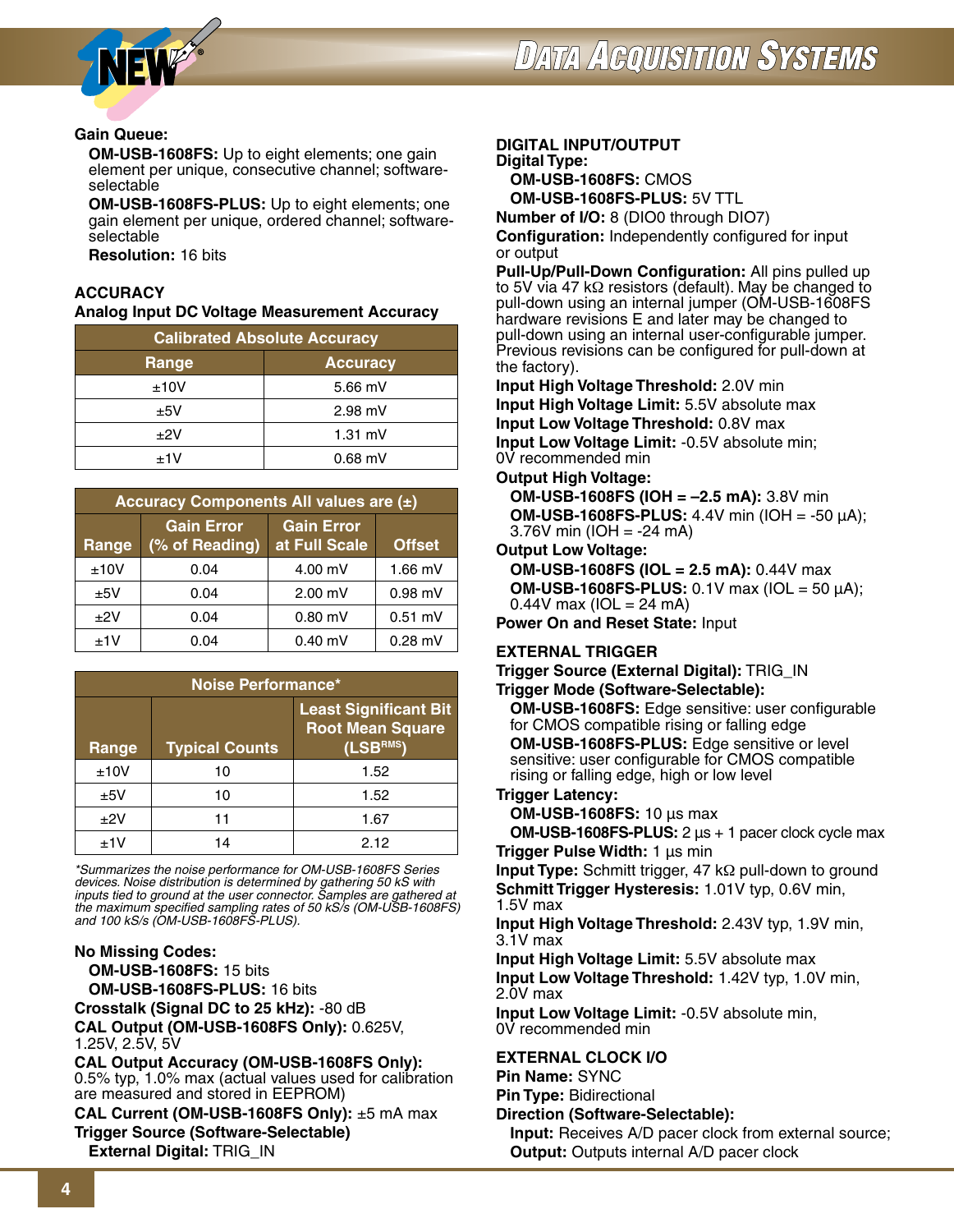**Gain Queue:**

**OM-USB-1608FS:** Up to eight elements; one gain element per unique, consecutive channel; software-selectable

**OM-USB-1608FS-PLUS:** Up to eight elements; one gain element per unique, ordered channel; software-selectable

**Resolution:** 16 bits

### ACCURACY

**Analog Input DC Voltage Measurement Accuracy**

| Calibrated Absolute Accuracy | |
|---|---|
| **Range** | **Accuracy** |
| ±10V | 5.66 mV |
| ±5V | 2.98 mV |
| ±2V | 1.31 mV |
| ±1V | 0.68 mV |

| Accuracy Components All values are (±) | | | |
|---|---|---|---|
| **Range** | **Gain Error (% of Reading)** | **Gain Error at Full Scale** | **Offset** |
| ±10V | 0.04 | 4.00 mV | 1.66 mV |
| ±5V | 0.04 | 2.00 mV | 0.98 mV |
| ±2V | 0.04 | 0.80 mV | 0.51 mV |
| ±1V | 0.04 | 0.40 mV | 0.28 mV |

| Noise Performance* | | |
|---|---|---|
| **Range** | **Typical Counts** | **Least Significant Bit Root Mean Square (LSB$^{RMS}$)** |
| ±10V | 10 | 1.52 |
| ±5V | 10 | 1.52 |
| ±2V | 11 | 1.67 |
| ±1V | 14 | 2.12 |

*\*Summarizes the noise performance for OM-USB-1608FS Series devices. Noise distribution is determined by gathering 50 kS with inputs tied to ground at the user connector. Samples are gathered at the maximum specified sampling rates of 50 kS/s (OM-USB-1608FS) and 100 kS/s (OM-USB-1608FS-PLUS).*

**No Missing Codes:**

**OM-USB-1608FS:** 15 bits

**OM-USB-1608FS-PLUS:** 16 bits

**Crosstalk (Signal DC to 25 kHz):** -80 dB

**CAL Output (OM-USB-1608FS Only):** 0.625V, 1.25V, 2.5V, 5V

**CAL Output Accuracy (OM-USB-1608FS Only):** 0.5% typ, 1.0% max (actual values used for calibration are measured and stored in EEPROM)

**CAL Current (OM-USB-1608FS Only):** ±5 mA max

**Trigger Source (Software-Selectable)**

**External Digital:** TRIG_IN

### DIGITAL INPUT/OUTPUT

**Digital Type:**

**OM-USB-1608FS:** CMOS

**OM-USB-1608FS-PLUS:** 5V TTL

**Number of I/O:** 8 (DIO0 through DIO7)

**Configuration:** Independently configured for input or output

**Pull-Up/Pull-Down Configuration:** All pins pulled up to 5V via 47 kΩ resistors (default). May be changed to pull-down using an internal jumper (OM-USB-1608FS hardware revisions E and later may be changed to pull-down using an internal user-configurable jumper. Previous revisions can be configured for pull-down at the factory).

**Input High Voltage Threshold:** 2.0V min

**Input High Voltage Limit:** 5.5V absolute max

**Input Low Voltage Threshold:** 0.8V max

**Input Low Voltage Limit:** -0.5V absolute min; 0V recommended min

**Output High Voltage:**

**OM-USB-1608FS (IOH = –2.5 mA):** 3.8V min

**OM-USB-1608FS-PLUS:** 4.4V min (IOH = -50 µA); 3.76V min (IOH = -24 mA)

**Output Low Voltage:**

**OM-USB-1608FS (IOL = 2.5 mA):** 0.44V max

**OM-USB-1608FS-PLUS:** 0.1V max (IOL = 50 µA); 0.44V max (IOL = 24 mA)

**Power On and Reset State:** Input

### EXTERNAL TRIGGER

**Trigger Source (External Digital):** TRIG_IN

**Trigger Mode (Software-Selectable):**

**OM-USB-1608FS:** Edge sensitive: user configurable for CMOS compatible rising or falling edge

**OM-USB-1608FS-PLUS:** Edge sensitive or level sensitive: user configurable for CMOS compatible rising or falling edge, high or low level

**Trigger Latency:**

**OM-USB-1608FS:** 10 µs max

**OM-USB-1608FS-PLUS:** 2 µs + 1 pacer clock cycle max

**Trigger Pulse Width:** 1 µs min

**Input Type:** Schmitt trigger, 47 kΩ pull-down to ground

**Schmitt Trigger Hysteresis:** 1.01V typ, 0.6V min, 1.5V max

**Input High Voltage Threshold:** 2.43V typ, 1.9V min, 3.1V max

**Input High Voltage Limit:** 5.5V absolute max

**Input Low Voltage Threshold:** 1.42V typ, 1.0V min, 2.0V max

**Input Low Voltage Limit:** -0.5V absolute min, 0V recommended min

### EXTERNAL CLOCK I/O

**Pin Name:** SYNC

**Pin Type:** Bidirectional

**Direction (Software-Selectable):**

**Input:** Receives A/D pacer clock from external source;

**Output:** Outputs internal A/D pacer clock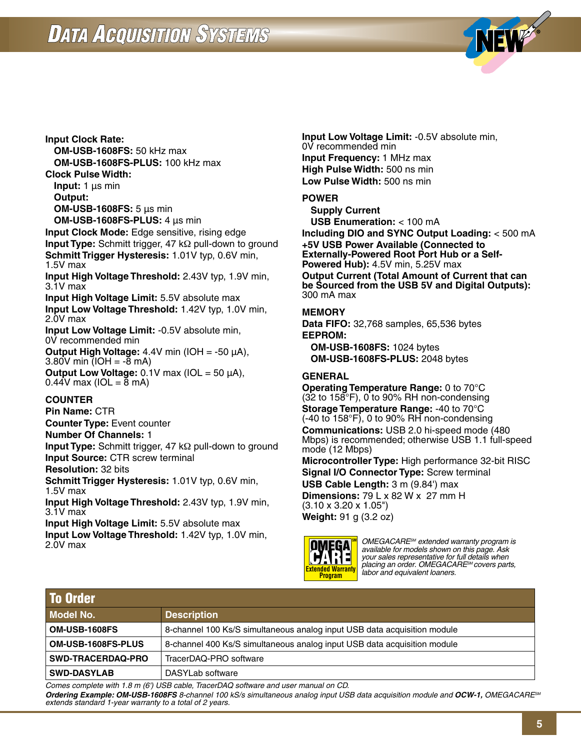# DATA ACQUISITION SYSTEMS

**Input Clock Rate:**
**OM-USB-1608FS:** 50 kHz max
**OM-USB-1608FS-PLUS:** 100 kHz max
**Clock Pulse Width:**
**Input:** 1 µs min
**Output:**
**OM-USB-1608FS:** 5 µs min
**OM-USB-1608FS-PLUS:** 4 µs min
**Input Clock Mode:** Edge sensitive, rising edge
**Input Type:** Schmitt trigger, 47 kΩ pull-down to ground
**Schmitt Trigger Hysteresis:** 1.01V typ, 0.6V min, 1.5V max
**Input High Voltage Threshold:** 2.43V typ, 1.9V min, 3.1V max
**Input High Voltage Limit:** 5.5V absolute max
**Input Low Voltage Threshold:** 1.42V typ, 1.0V min, 2.0V max
**Input Low Voltage Limit:** -0.5V absolute min, 0V recommended min
**Output High Voltage:** 4.4V min (IOH = -50 µA), 3.80V min (IOH = -8 mA)
**Output Low Voltage:** 0.1V max (IOL = 50 µA), 0.44V max (IOL = 8 mA)

**COUNTER**
**Pin Name:** CTR
**Counter Type:** Event counter
**Number Of Channels:** 1
**Input Type:** Schmitt trigger, 47 kΩ pull-down to ground
**Input Source:** CTR screw terminal
**Resolution:** 32 bits
**Schmitt Trigger Hysteresis:** 1.01V typ, 0.6V min, 1.5V max
**Input High Voltage Threshold:** 2.43V typ, 1.9V min, 3.1V max
**Input High Voltage Limit:** 5.5V absolute max
**Input Low Voltage Threshold:** 1.42V typ, 1.0V min, 2.0V max
**Input Low Voltage Limit:** -0.5V absolute min, 0V recommended min
**Input Frequency:** 1 MHz max
**High Pulse Width:** 500 ns min
**Low Pulse Width:** 500 ns min

**POWER**
**Supply Current**
**USB Enumeration:** < 100 mA
**Including DIO and SYNC Output Loading:** < 500 mA
**+5V USB Power Available (Connected to Externally-Powered Root Port Hub or a Self-Powered Hub):** 4.5V min, 5.25V max
**Output Current (Total Amount of Current that can be Sourced from the USB 5V and Digital Outputs):** 300 mA max

**MEMORY**
**Data FIFO:** 32,768 samples, 65,536 bytes
**EEPROM:**
**OM-USB-1608FS:** 1024 bytes
**OM-USB-1608FS-PLUS:** 2048 bytes

**GENERAL**
**Operating Temperature Range:** 0 to 70°C (32 to 158°F), 0 to 90% RH non-condensing
**Storage Temperature Range:** -40 to 70°C (-40 to 158°F), 0 to 90% RH non-condensing
**Communications:** USB 2.0 hi-speed mode (480 Mbps) is recommended; otherwise USB 1.1 full-speed mode (12 Mbps)
**Microcontroller Type:** High performance 32-bit RISC
**Signal I/O Connector Type:** Screw terminal
**USB Cable Length:** 3 m (9.84') max
**Dimensions:** 79 L x 82 W x 27 mm H (3.10 x 3.20 x 1.05")
**Weight:** 91 g (3.2 oz)

OMEGACARE SM Extended Warranty Program

*OMEGACARESM extended warranty program is available for models shown on this page. Ask your sales representative for full details when placing an order. OMEGACARESM covers parts, labor and equivalent loaners.*

## To Order

| Model No. | Description |
|---|---|
| **OM-USB-1608FS** | 8-channel 100 Ks/S simultaneous analog input USB data acquisition module |
| **OM-USB-1608FS-PLUS** | 8-channel 400 Ks/S simultaneous analog input USB data acquisition module |
| **SWD-TRACERDAQ-PRO** | TracerDAQ-PRO software |
| **SWD-DASYLAB** | DASYLab software |

*Comes complete with 1.8 m (6') USB cable, TracerDAQ software and user manual on CD.*
***Ordering Example: OM-USB-1608FS** 8-channel 100 kS/s simultaneous analog input USB data acquisition module and **OCW-1,** OMEGACARESM extends standard 1-year warranty to a total of 2 years.*